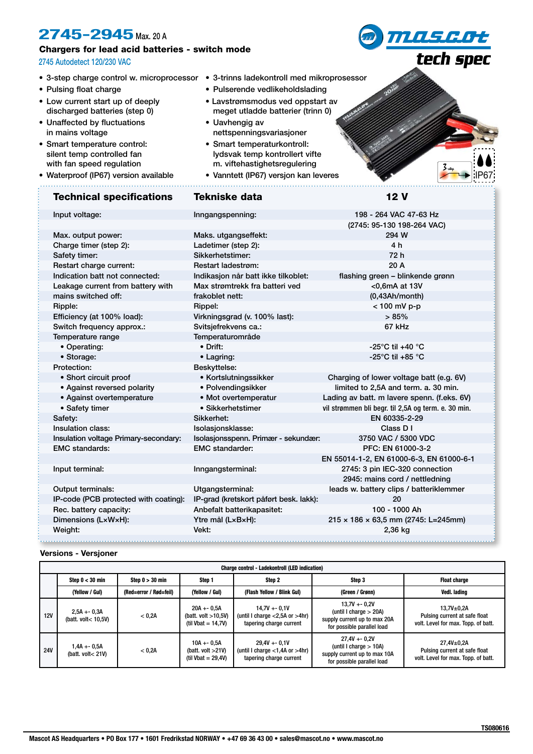# 2745-2945 Max. 20 A

## Chargers for lead acid batteries - switch mode

2745 Autodetect 120/230 VAC

mascot tech spec

- 3-step charge control w. microprocessor
- Pulsing float charge
- Low current start up of deeply discharged batteries (step 0)
- Unaffected by fluctuations in mains voltage
- Smart temperature control: silent temp controlled fan with fan speed regulation
- Waterproof (IP67) version available

- 3-trinns ladekontroll med mikroprosessor
- Pulserende vedlikeholdslading
- Lavstrømsmodus ved oppstart av meget utladde batterier (trinn 0)
- Uavhengig av nettspenningsvariasjoner
- Smart temperaturkontroll: lydsvak temp kontrollert vifte m. viftehastighetsregulering
- Vanntett (IP67) versjon kan leveres

| Technical specifications | Tekniske data | 12 V |
|---|---|---|
| Input voltage: | Inngangspenning: | 198 - 264 VAC 47-63 Hz |
| | | (2745: 95-130 198-264 VAC) |
| Max. output power: | Maks. utgangseffekt: | 294 W |
| Charge timer (step 2): | Ladetimer (step 2): | 4 h |
| Safety timer: | Sikkerhetstimer: | 72 h |
| Restart charge current: | Restart ladestrøm: | 20 A |
| Indication batt not connected: | Indikasjon når batt ikke tilkoblet: | flashing green – blinkende grønn |
| Leakage current from battery with | Max strømtrekk fra batteri ved | <0,6mA at 13V |
| mains switched off: | frakoblet nett: | (0,43Ah/month) |
| Ripple: | Rippel: | < 100 mV p-p |
| Efficiency (at 100% load): | Virkningsgrad (v. 100% last): | > 85% |
| Switch frequency approx.: | Svitsjefrekvens ca.: | 67 kHz |
| Temperature range | Temperaturområde | |
| • Operating: | • Drift: | -25°C til +40 °C |
| • Storage: | • Lagring: | -25°C til +85 °C |
| Protection: | Beskyttelse: | |
| • Short circuit proof | • Kortslutningssikker | Charging of lower voltage batt (e.g. 6V) |
| • Against reversed polarity | • Polvendingsikker | limited to 2,5A and term. a. 30 min. |
| • Against overtemperature | • Mot overtemperatur | Lading av batt. m lavere spenn. (f.eks. 6V) |
| • Safety timer | • Sikkerhetstimer | vil strømmen bli begr. til 2,5A og term. e. 30 min. |
| Safety: | Sikkerhet: | EN 60335-2-29 |
| Insulation class: | Isolasjonsklasse: | Class D I |
| Insulation voltage Primary-secondary: | Isolasjonsspenn. Primær - sekundær: | 3750 VAC / 5300 VDC |
| EMC standards: | EMC standarder: | PFC: EN 61000-3-2 |
| | | EN 55014-1-2, EN 61000-6-3, EN 61000-6-1 |
| Input terminal: | Inngangsterminal: | 2745: 3 pin IEC-320 connection |
| | | 2945: mains cord / nettledning |
| Output terminals: | Utgangsterminal: | leads w. battery clips / batteriklemmer |
| IP-code (PCB protected with coating): | IP-grad (kretskort påført besk. lakk): | 20 |
| Rec. battery capacity: | Anbefalt batterikapasitet: | 100 - 1000 Ah |
| Dimensions (LxWxH): | Ytre mål (LxBxH): | 215 × 186 × 63,5 mm (2745: L=245mm) |
| Weight: | Vekt: | 2,36 kg |

### Versions - Versjoner

| | Charge control - Ladekontroll (LED indication) | | | | | |
|---|---|---|---|---|---|---|
| | Step 0 < 30 min | Step 0 > 30 min | Step 1 | Step 2 | Step 3 | Float charge |
| | (Yellow / Gul) | (Red=error / Rød=feil) | (Yellow / Gul) | (Flash Yellow / Blink Gul) | (Green / Grønn) | Vedl. lading |
| 12V | 2,5A +- 0,3A (batt. volt< 10,5V) | < 0,2A | 20A +- 0,5A (batt. volt >10,5V) (til Vbat = 14,7V) | 14,7V +- 0,1V (until I charge <2,5A or >4hr) tapering charge current | 13,7V +- 0,2V (until I charge > 20A) supply current up to max 20A for possible parallel load | 13,7V±0,2A Pulsing current at safe float volt. Level for max. Topp. of batt. |
| 24V | 1,4A +- 0,5A (batt. volt< 21V) | < 0,2A | 10A +- 0,5A (batt. volt >21V) (til Vbat = 29,4V) | 29,4V +- 0,1V (until I charge <1,4A or >4hr) tapering charge current | 27,4V +- 0,2V (until I charge > 10A) supply current up to max 10A for possible parallel load | 27,4V±0,2A Pulsing current at safe float volt. Level for max. Topp. of batt. |

TS080616

Mascot AS Headquarters • PO Box 177 • 1601 Fredrikstad NORWAY • +47 69 36 43 00 • sales@mascot.no • www.mascot.no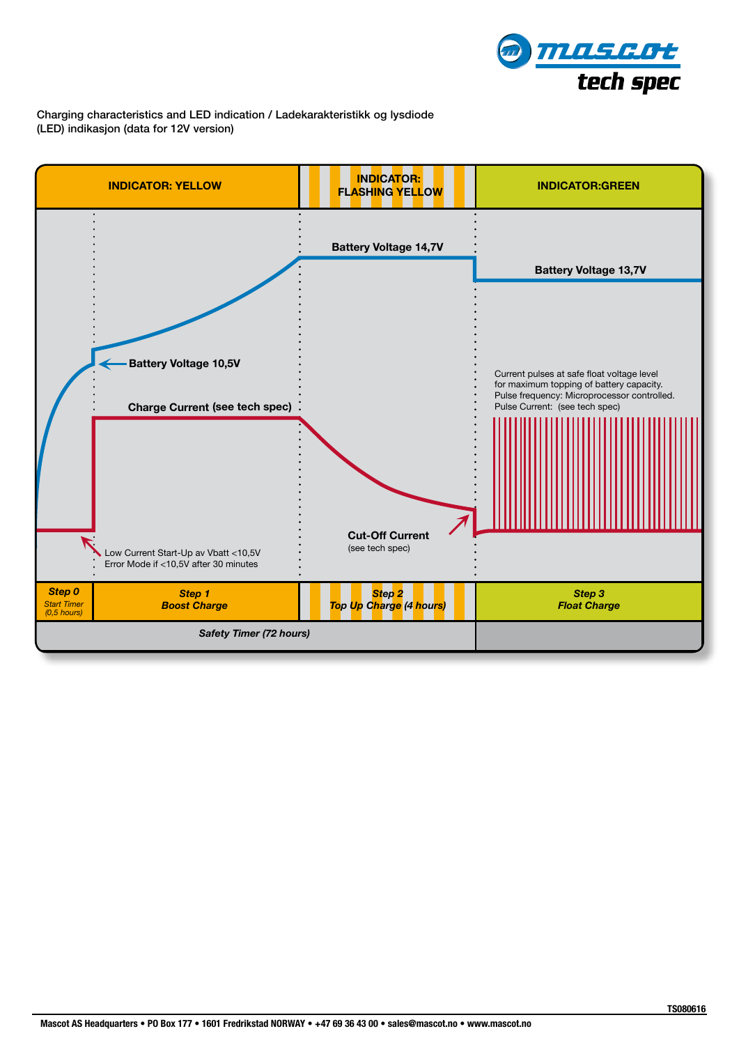mascot tech spec

Charging characteristics and LED indication / Ladekarakteristikk og lysdiode (LED) indikasjon (data for 12V version)

INDICATOR: YELLOW

INDICATOR: FLASHING YELLOW

INDICATOR:GREEN

Battery Voltage 14,7V

Battery Voltage 13,7V

Battery Voltage 10,5V

Charge Current (see tech spec)

Current pulses at safe float voltage level for maximum topping of battery capacity. Pulse frequency: Microprocessor controlled. Pulse Current: (see tech spec)

Cut-Off Current (see tech spec)

Low Current Start-Up av Vbatt <10,5V Error Mode if <10,5V after 30 minutes

*Step 0* *Start Timer (0,5 hours)*

*Step 1* *Boost Charge*

*Step 2* *Top Up Charge (4 hours)*

*Step 3* *Float Charge*

*Safety Timer (72 hours)*

TS080616

Mascot AS Headquarters • PO Box 177 • 1601 Fredrikstad NORWAY • +47 69 36 43 00 • sales@mascot.no • www.mascot.no